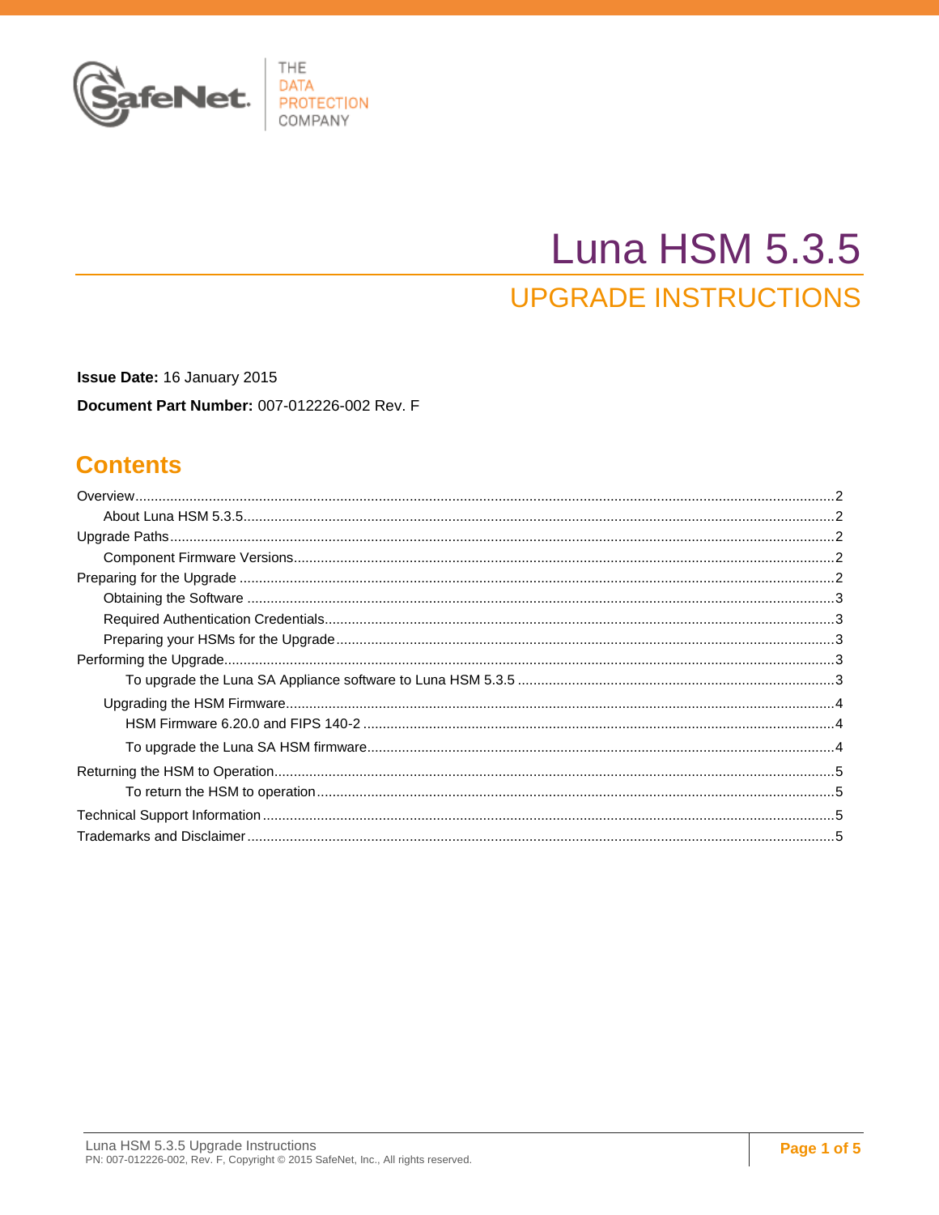# Luna HSM 5.3.5

## UPGRADE INSTRUCTIONS

**Issue Date:** 16 January 2015

**Document Part Number:** 007-012226-002 Rev. F

## Contents

- Overview ..... 2
  - About Luna HSM 5.3.5 ..... 2
- Upgrade Paths ..... 2
  - Component Firmware Versions ..... 2
- Preparing for the Upgrade ..... 2
  - Obtaining the Software ..... 3
  - Required Authentication Credentials ..... 3
  - Preparing your HSMs for the Upgrade ..... 3
- Performing the Upgrade ..... 3
    - To upgrade the Luna SA Appliance software to Luna HSM 5.3.5 ..... 3
  - Upgrading the HSM Firmware ..... 4
    - HSM Firmware 6.20.0 and FIPS 140-2 ..... 4
    - To upgrade the Luna SA HSM firmware ..... 4
- Returning the HSM to Operation ..... 5
    - To return the HSM to operation ..... 5
- Technical Support Information ..... 5
- Trademarks and Disclaimer ..... 5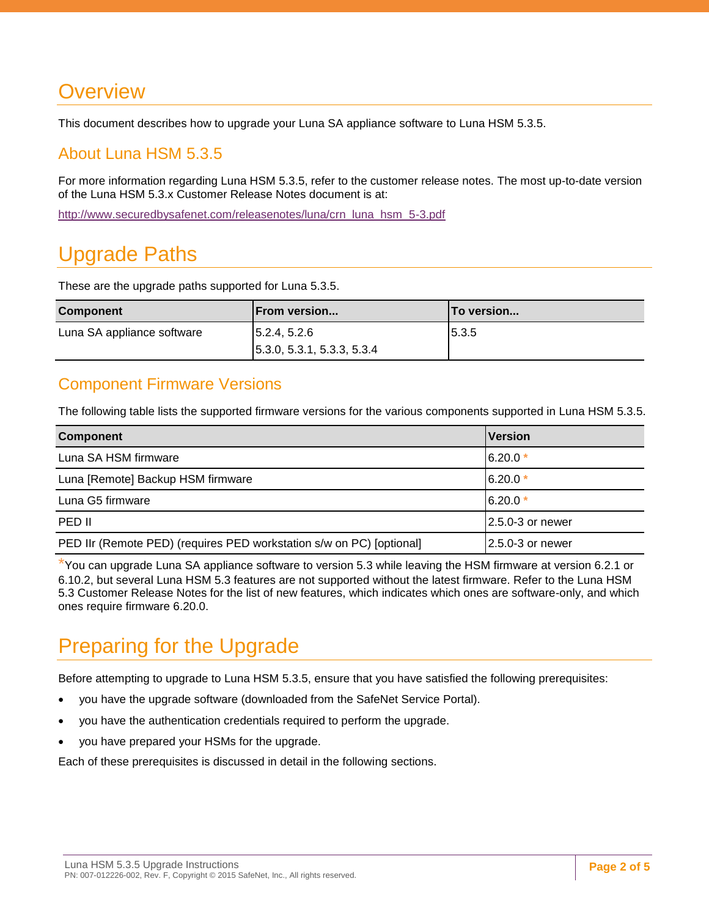# Overview

This document describes how to upgrade your Luna SA appliance software to Luna HSM 5.3.5.

## About Luna HSM 5.3.5

For more information regarding Luna HSM 5.3.5, refer to the customer release notes. The most up-to-date version of the Luna HSM 5.3.x Customer Release Notes document is at:

http://www.securedbysafenet.com/releasenotes/luna/crn_luna_hsm_5-3.pdf

# Upgrade Paths

These are the upgrade paths supported for Luna 5.3.5.

| Component | From version... | To version... |
|---|---|---|
| Luna SA appliance software | 5.2.4, 5.2.6<br>5.3.0, 5.3.1, 5.3.3, 5.3.4 | 5.3.5 |

## Component Firmware Versions

The following table lists the supported firmware versions for the various components supported in Luna HSM 5.3.5.

| Component | Version |
|---|---|
| Luna SA HSM firmware | 6.20.0 * |
| Luna [Remote] Backup HSM firmware | 6.20.0 * |
| Luna G5 firmware | 6.20.0 * |
| PED II | 2.5.0-3 or newer |
| PED IIr (Remote PED) (requires PED workstation s/w on PC) [optional] | 2.5.0-3 or newer |

*You can upgrade Luna SA appliance software to version 5.3 while leaving the HSM firmware at version 6.2.1 or 6.10.2, but several Luna HSM 5.3 features are not supported without the latest firmware. Refer to the Luna HSM 5.3 Customer Release Notes for the list of new features, which indicates which ones are software-only, and which ones require firmware 6.20.0.

# Preparing for the Upgrade

Before attempting to upgrade to Luna HSM 5.3.5, ensure that you have satisfied the following prerequisites:

- you have the upgrade software (downloaded from the SafeNet Service Portal).
- you have the authentication credentials required to perform the upgrade.
- you have prepared your HSMs for the upgrade.

Each of these prerequisites is discussed in detail in the following sections.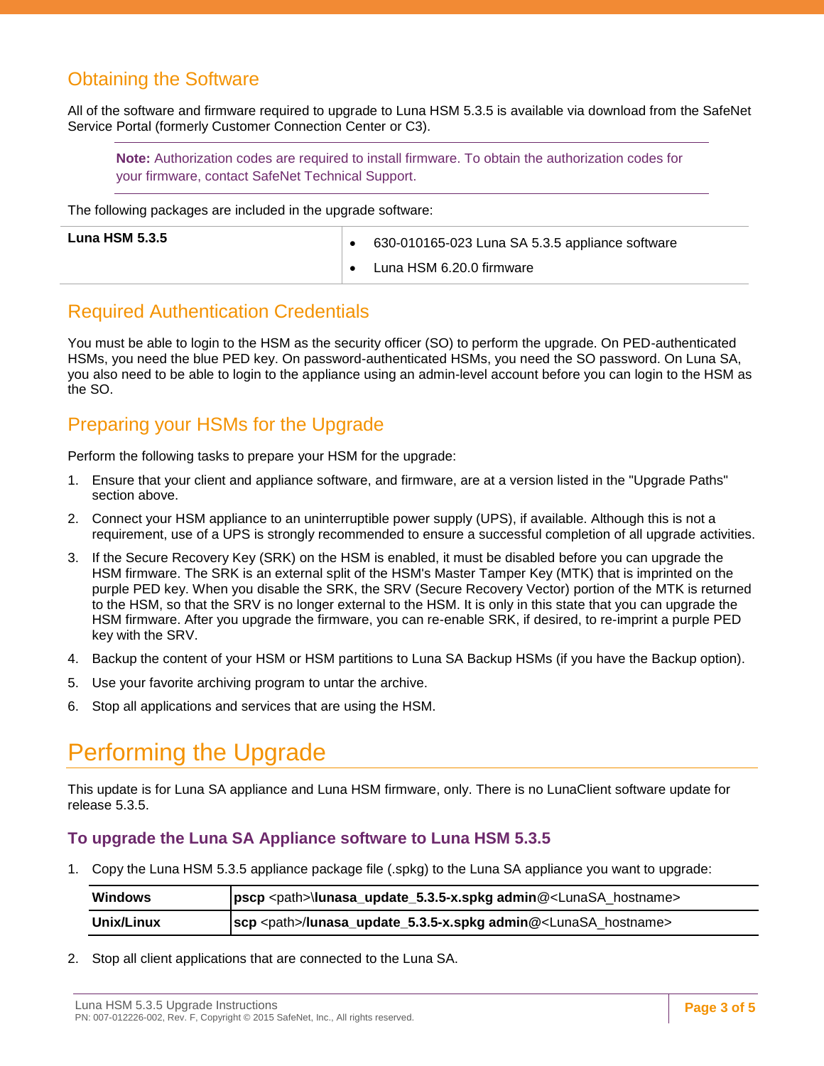## Obtaining the Software

All of the software and firmware required to upgrade to Luna HSM 5.3.5 is available via download from the SafeNet Service Portal (formerly Customer Connection Center or C3).

> **Note:** Authorization codes are required to install firmware. To obtain the authorization codes for your firmware, contact SafeNet Technical Support.

The following packages are included in the upgrade software:

| | |
|---|---|
| **Luna HSM 5.3.5** | • 630-010165-023 Luna SA 5.3.5 appliance software<br>• Luna HSM 6.20.0 firmware |

## Required Authentication Credentials

You must be able to login to the HSM as the security officer (SO) to perform the upgrade. On PED-authenticated HSMs, you need the blue PED key. On password-authenticated HSMs, you need the SO password. On Luna SA, you also need to be able to login to the appliance using an admin-level account before you can login to the HSM as the SO.

## Preparing your HSMs for the Upgrade

Perform the following tasks to prepare your HSM for the upgrade:

1. Ensure that your client and appliance software, and firmware, are at a version listed in the "Upgrade Paths" section above.
2. Connect your HSM appliance to an uninterruptible power supply (UPS), if available. Although this is not a requirement, use of a UPS is strongly recommended to ensure a successful completion of all upgrade activities.
3. If the Secure Recovery Key (SRK) on the HSM is enabled, it must be disabled before you can upgrade the HSM firmware. The SRK is an external split of the HSM's Master Tamper Key (MTK) that is imprinted on the purple PED key. When you disable the SRK, the SRV (Secure Recovery Vector) portion of the MTK is returned to the HSM, so that the SRV is no longer external to the HSM. It is only in this state that you can upgrade the HSM firmware. After you upgrade the firmware, you can re-enable SRK, if desired, to re-imprint a purple PED key with the SRV.
4. Backup the content of your HSM or HSM partitions to Luna SA Backup HSMs (if you have the Backup option).
5. Use your favorite archiving program to untar the archive.
6. Stop all applications and services that are using the HSM.

# Performing the Upgrade

This update is for Luna SA appliance and Luna HSM firmware, only. There is no LunaClient software update for release 5.3.5.

### To upgrade the Luna SA Appliance software to Luna HSM 5.3.5

1. Copy the Luna HSM 5.3.5 appliance package file (.spkg) to the Luna SA appliance you want to upgrade:

| | |
|---|---|
| **Windows** | **pscp** <path>**\lunasa_update_5.3.5-x.spkg admin**@<LunaSA_hostname> |
| **Unix/Linux** | **scp** <path>/**lunasa_update_5.3.5-x.spkg admin@**<LunaSA_hostname> |

2. Stop all client applications that are connected to the Luna SA.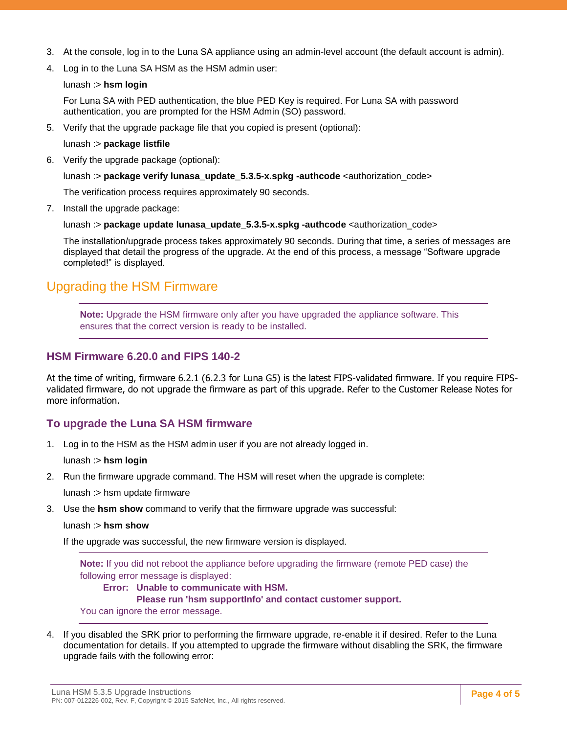3. At the console, log in to the Luna SA appliance using an admin-level account (the default account is admin).
4. Log in to the Luna SA HSM as the HSM admin user:

   lunash :> **hsm login**

   For Luna SA with PED authentication, the blue PED Key is required. For Luna SA with password authentication, you are prompted for the HSM Admin (SO) password.
5. Verify that the upgrade package file that you copied is present (optional):

   lunash :> **package listfile**
6. Verify the upgrade package (optional):

   lunash :> **package verify lunasa_update_5.3.5-x.spkg -authcode** <authorization_code>

   The verification process requires approximately 90 seconds.
7. Install the upgrade package:

   lunash :> **package update lunasa_update_5.3.5-x.spkg -authcode** <authorization_code>

   The installation/upgrade process takes approximately 90 seconds. During that time, a series of messages are displayed that detail the progress of the upgrade. At the end of this process, a message “Software upgrade completed!” is displayed.

## Upgrading the HSM Firmware

> **Note:** Upgrade the HSM firmware only after you have upgraded the appliance software. This ensures that the correct version is ready to be installed.

### HSM Firmware 6.20.0 and FIPS 140-2

At the time of writing, firmware 6.2.1 (6.2.3 for Luna G5) is the latest FIPS-validated firmware. If you require FIPS-validated firmware, do not upgrade the firmware as part of this upgrade. Refer to the Customer Release Notes for more information.

### To upgrade the Luna SA HSM firmware

1. Log in to the HSM as the HSM admin user if you are not already logged in.

   lunash :> **hsm login**
2. Run the firmware upgrade command. The HSM will reset when the upgrade is complete:

   lunash :> hsm update firmware
3. Use the **hsm show** command to verify that the firmware upgrade was successful:

   lunash :> **hsm show**

   If the upgrade was successful, the new firmware version is displayed.

> **Note:** If you did not reboot the appliance before upgrading the firmware (remote PED case) the following error message is displayed:
>
> **Error: Unable to communicate with HSM.**
> **Please run 'hsm supportInfo' and contact customer support.**
>
> You can ignore the error message.

4. If you disabled the SRK prior to performing the firmware upgrade, re-enable it if desired. Refer to the Luna documentation for details. If you attempted to upgrade the firmware without disabling the SRK, the firmware upgrade fails with the following error: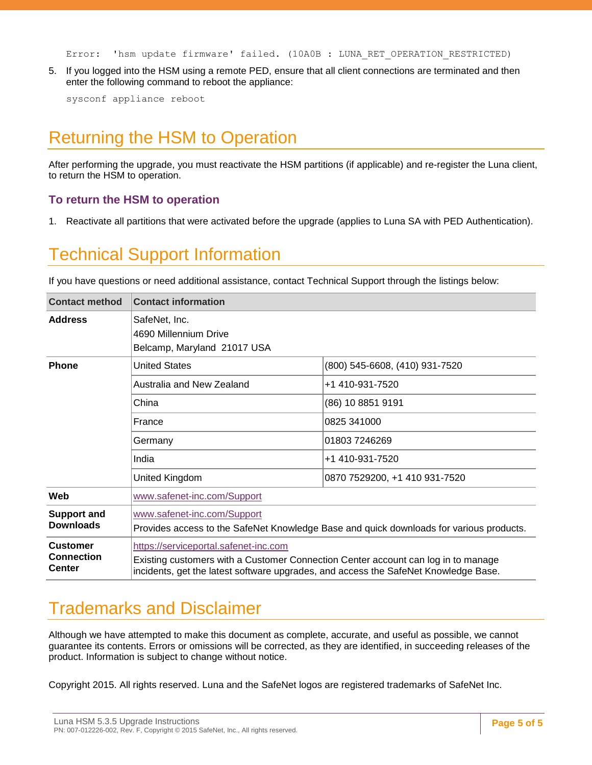```
Error:  'hsm update firmware' failed. (10A0B : LUNA_RET_OPERATION_RESTRICTED)
```

5. If you logged into the HSM using a remote PED, ensure that all client connections are terminated and then enter the following command to reboot the appliance:

```
sysconf appliance reboot
```

# Returning the HSM to Operation

After performing the upgrade, you must reactivate the HSM partitions (if applicable) and re-register the Luna client, to return the HSM to operation.

### To return the HSM to operation

1. Reactivate all partitions that were activated before the upgrade (applies to Luna SA with PED Authentication).

# Technical Support Information

If you have questions or need additional assistance, contact Technical Support through the listings below:

| Contact method | Contact information | |
|---|---|---|
| **Address** | SafeNet, Inc.<br>4690 Millennium Drive<br>Belcamp, Maryland  21017 USA | |
| **Phone** | United States | (800) 545-6608, (410) 931-7520 |
| | Australia and New Zealand | +1 410-931-7520 |
| | China | (86) 10 8851 9191 |
| | France | 0825 341000 |
| | Germany | 01803 7246269 |
| | India | +1 410-931-7520 |
| | United Kingdom | 0870 7529200, +1 410 931-7520 |
| **Web** | www.safenet-inc.com/Support | |
| **Support and Downloads** | www.safenet-inc.com/Support<br>Provides access to the SafeNet Knowledge Base and quick downloads for various products. | |
| **Customer Connection Center** | https://serviceportal.safenet-inc.com<br>Existing customers with a Customer Connection Center account can log in to manage incidents, get the latest software upgrades, and access the SafeNet Knowledge Base. | |

# Trademarks and Disclaimer

Although we have attempted to make this document as complete, accurate, and useful as possible, we cannot guarantee its contents. Errors or omissions will be corrected, as they are identified, in succeeding releases of the product. Information is subject to change without notice.

Copyright 2015. All rights reserved. Luna and the SafeNet logos are registered trademarks of SafeNet Inc.